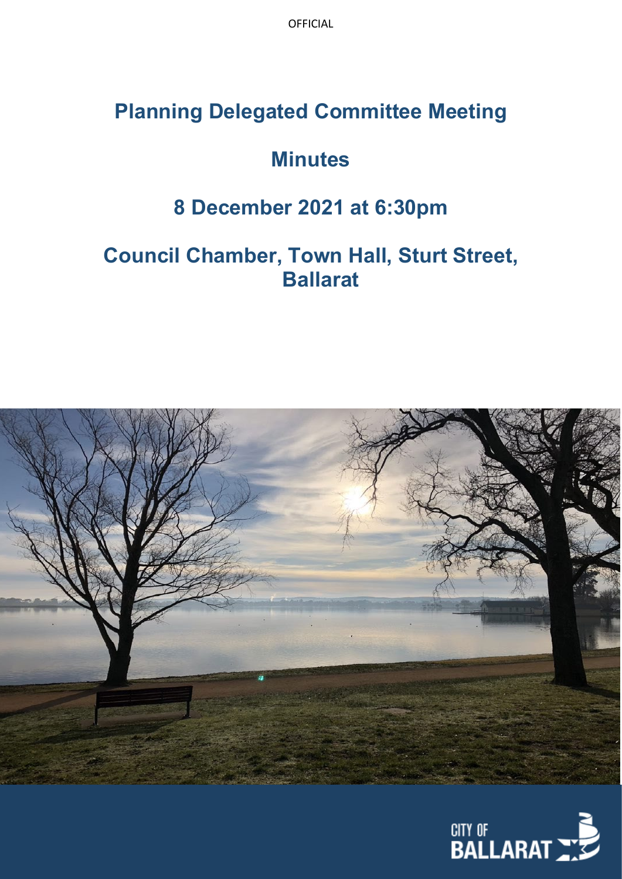OFFICIAL

# Planning Delegated Committee Meeting

# Minutes

## 8 December 2021 at 6:30pm

## Council Chamber, Town Hall, Sturt Street, Ballarat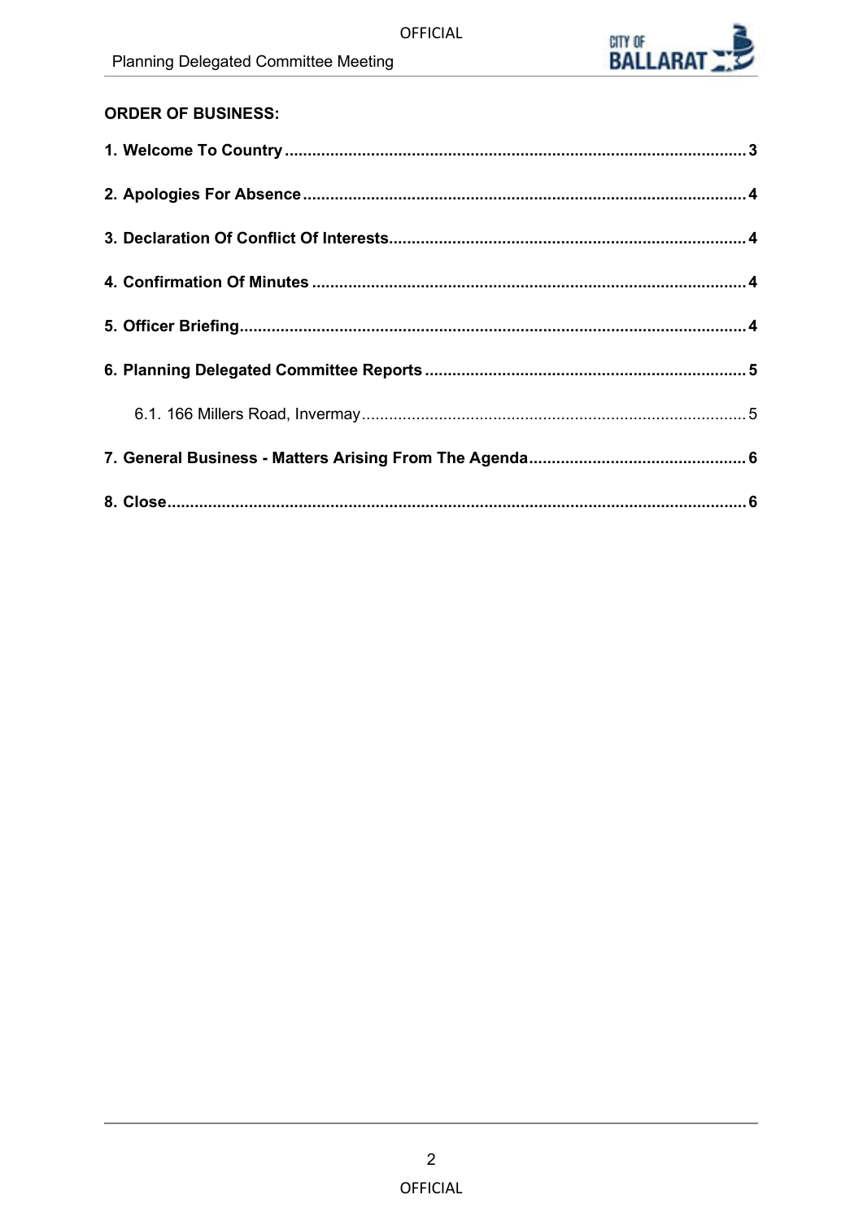**ORDER OF BUSINESS:**

**1. Welcome To Country** ..... **3**

**2. Apologies For Absence** ..... **4**

**3. Declaration Of Conflict Of Interests** ..... **4**

**4. Confirmation Of Minutes** ..... **4**

**5. Officer Briefing** ..... **4**

**6. Planning Delegated Committee Reports** ..... **5**

6.1. 166 Millers Road, Invermay ..... 5

**7. General Business - Matters Arising From The Agenda** ..... **6**

**8. Close** ..... **6**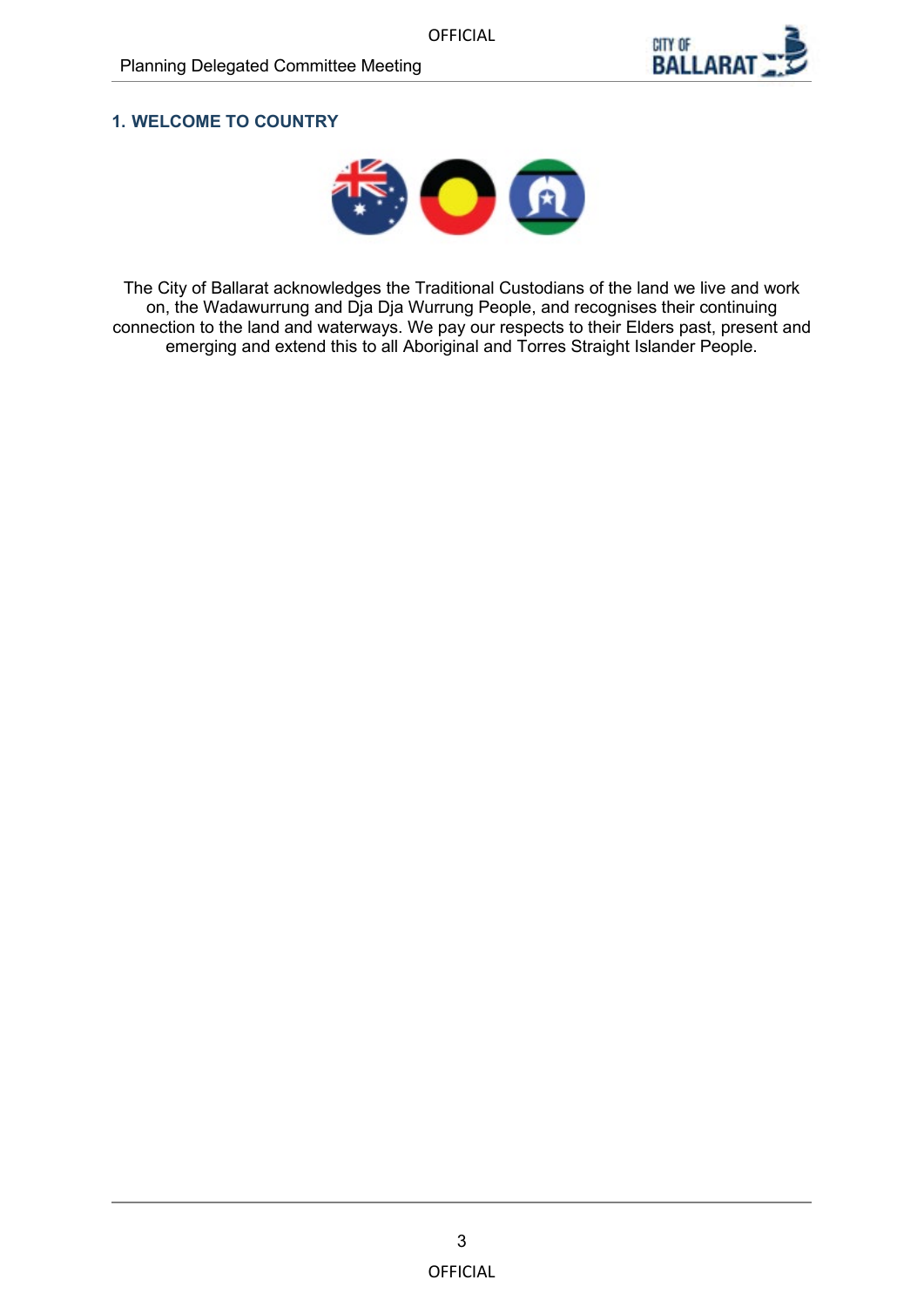## 1. WELCOME TO COUNTRY

The City of Ballarat acknowledges the Traditional Custodians of the land we live and work on, the Wadawurrung and Dja Dja Wurrung People, and recognises their continuing connection to the land and waterways. We pay our respects to their Elders past, present and emerging and extend this to all Aboriginal and Torres Straight Islander People.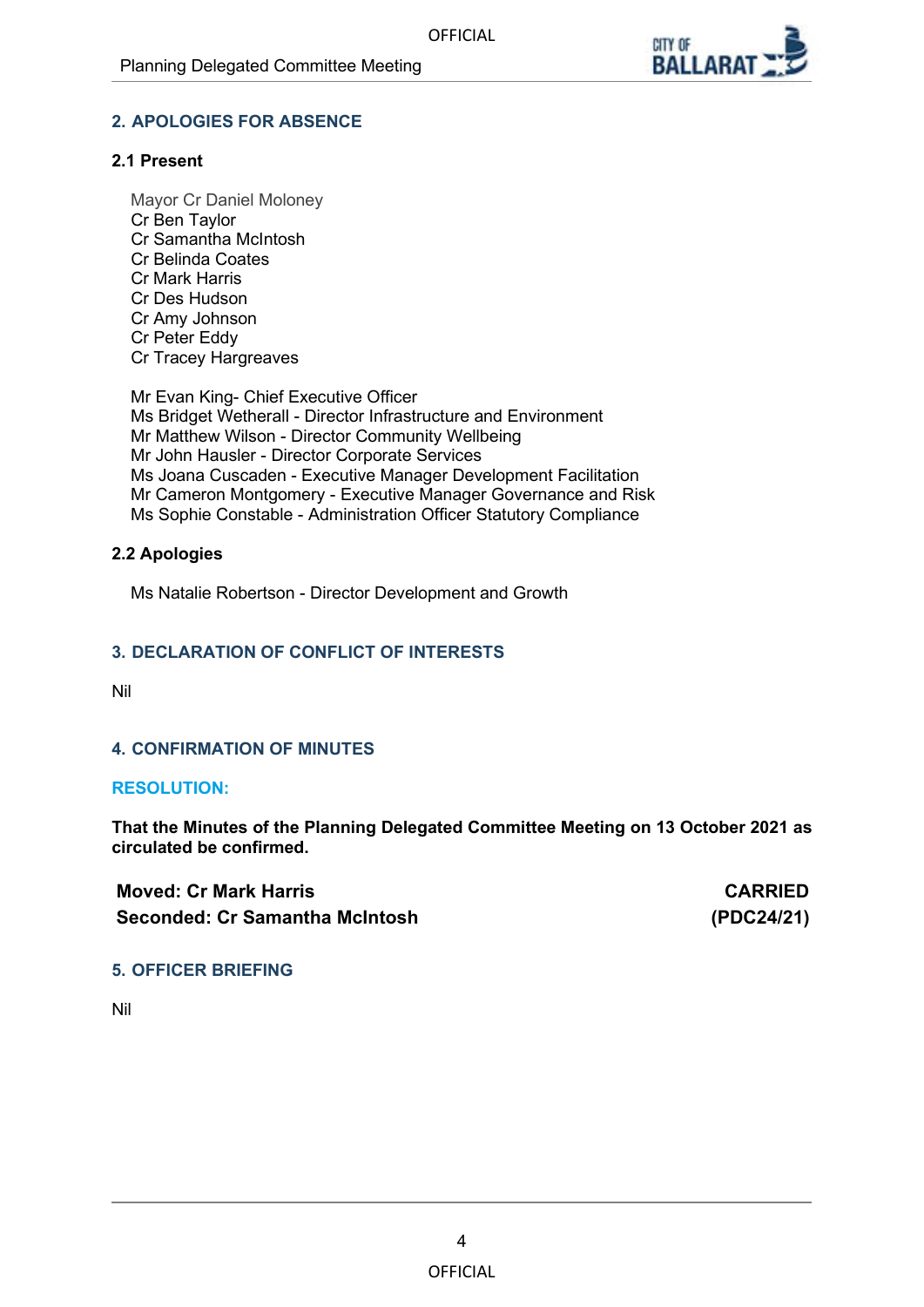## 2. APOLOGIES FOR ABSENCE

### 2.1 Present

Mayor Cr Daniel Moloney
Cr Ben Taylor
Cr Samantha McIntosh
Cr Belinda Coates
Cr Mark Harris
Cr Des Hudson
Cr Amy Johnson
Cr Peter Eddy
Cr Tracey Hargreaves

Mr Evan King- Chief Executive Officer
Ms Bridget Wetherall - Director Infrastructure and Environment
Mr Matthew Wilson - Director Community Wellbeing
Mr John Hausler - Director Corporate Services
Ms Joana Cuscaden - Executive Manager Development Facilitation
Mr Cameron Montgomery - Executive Manager Governance and Risk
Ms Sophie Constable - Administration Officer Statutory Compliance

### 2.2 Apologies

Ms Natalie Robertson - Director Development and Growth

## 3. DECLARATION OF CONFLICT OF INTERESTS

Nil

## 4. CONFIRMATION OF MINUTES

### RESOLUTION:

**That the Minutes of the Planning Delegated Committee Meeting on 13 October 2021 as circulated be confirmed.**

**Moved: Cr Mark Harris** — **CARRIED**
**Seconded: Cr Samantha McIntosh** — **(PDC24/21)**

## 5. OFFICER BRIEFING

Nil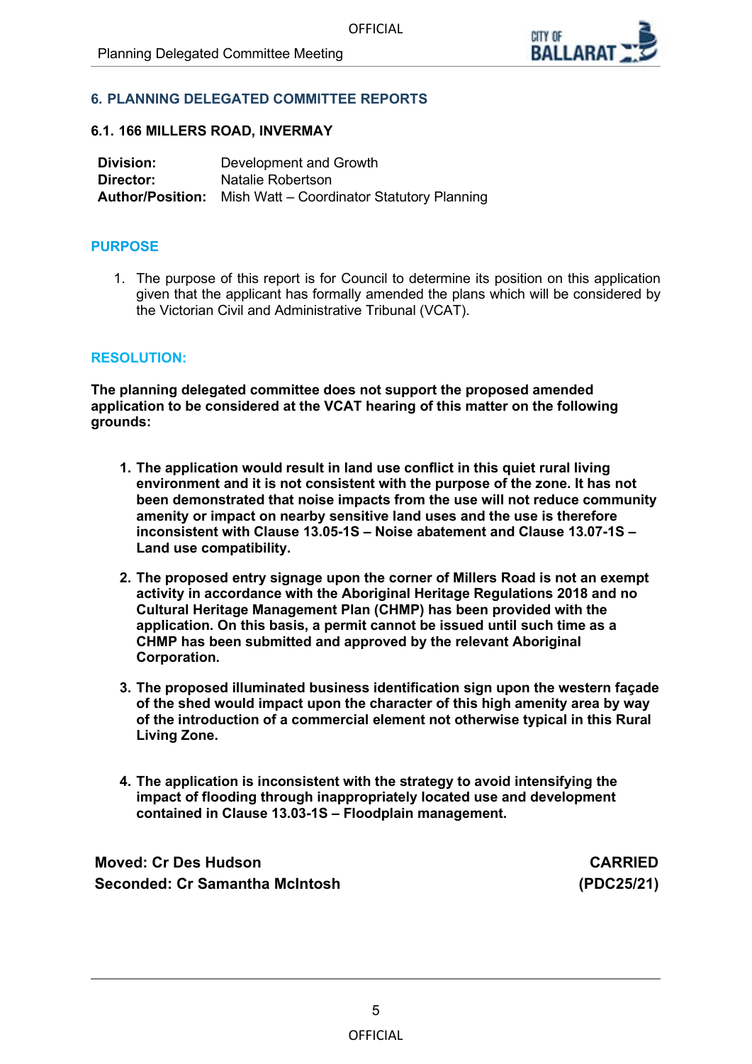## 6. PLANNING DELEGATED COMMITTEE REPORTS

### 6.1. 166 MILLERS ROAD, INVERMAY

| | |
|---|---|
| **Division:** | Development and Growth |
| **Director:** | Natalie Robertson |
| **Author/Position:** | Mish Watt – Coordinator Statutory Planning |

## PURPOSE

1. The purpose of this report is for Council to determine its position on this application given that the applicant has formally amended the plans which will be considered by the Victorian Civil and Administrative Tribunal (VCAT).

## RESOLUTION:

**The planning delegated committee does not support the proposed amended application to be considered at the VCAT hearing of this matter on the following grounds:**

1. **The application would result in land use conflict in this quiet rural living environment and it is not consistent with the purpose of the zone. It has not been demonstrated that noise impacts from the use will not reduce community amenity or impact on nearby sensitive land uses and the use is therefore inconsistent with Clause 13.05-1S – Noise abatement and Clause 13.07-1S – Land use compatibility.**

2. **The proposed entry signage upon the corner of Millers Road is not an exempt activity in accordance with the Aboriginal Heritage Regulations 2018 and no Cultural Heritage Management Plan (CHMP) has been provided with the application. On this basis, a permit cannot be issued until such time as a CHMP has been submitted and approved by the relevant Aboriginal Corporation.**

3. **The proposed illuminated business identification sign upon the western façade of the shed would impact upon the character of this high amenity area by way of the introduction of a commercial element not otherwise typical in this Rural Living Zone.**

4. **The application is inconsistent with the strategy to avoid intensifying the impact of flooding through inappropriately located use and development contained in Clause 13.03-1S – Floodplain management.**

**Moved: Cr Des Hudson**
**Seconded: Cr Samantha McIntosh**

**CARRIED**
**(PDC25/21)**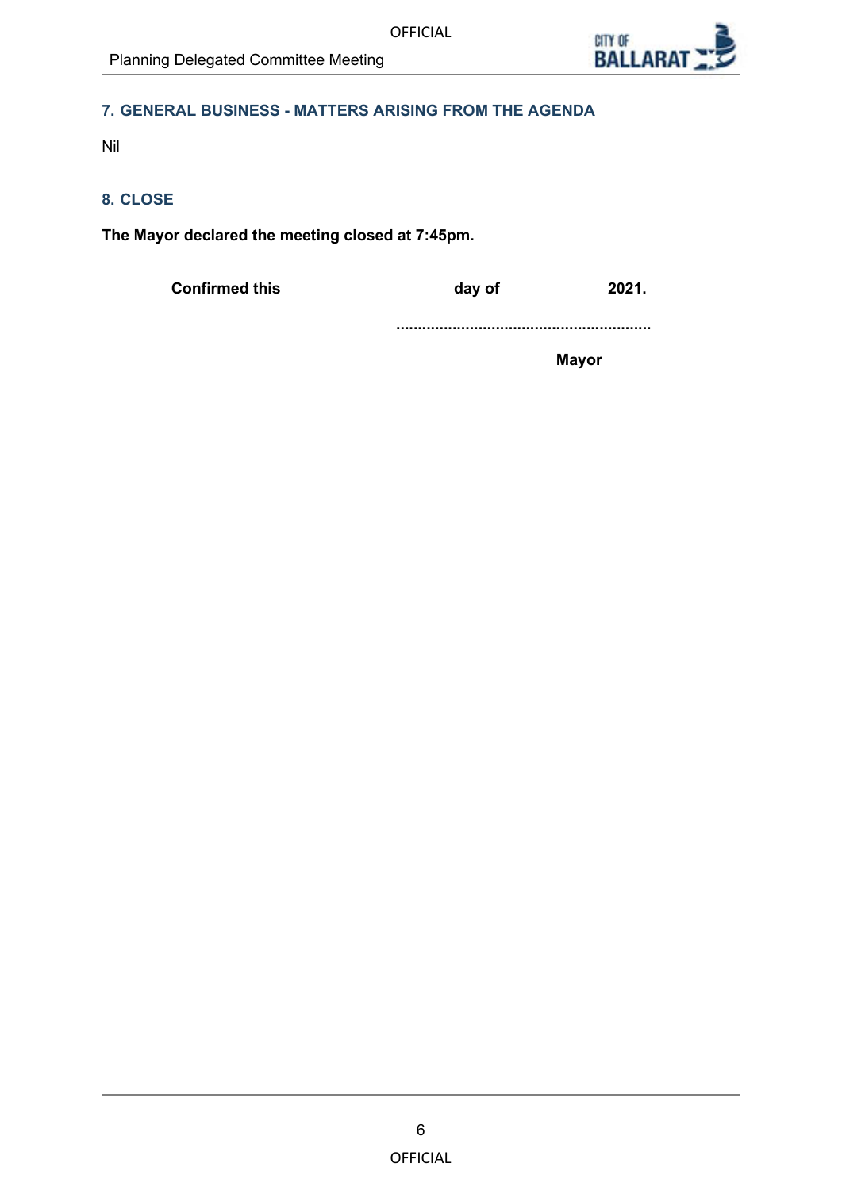## 7. GENERAL BUSINESS - MATTERS ARISING FROM THE AGENDA

Nil

## 8. CLOSE

**The Mayor declared the meeting closed at 7:45pm.**

**Confirmed this day of 2021.**

**..........................................................**

**Mayor**